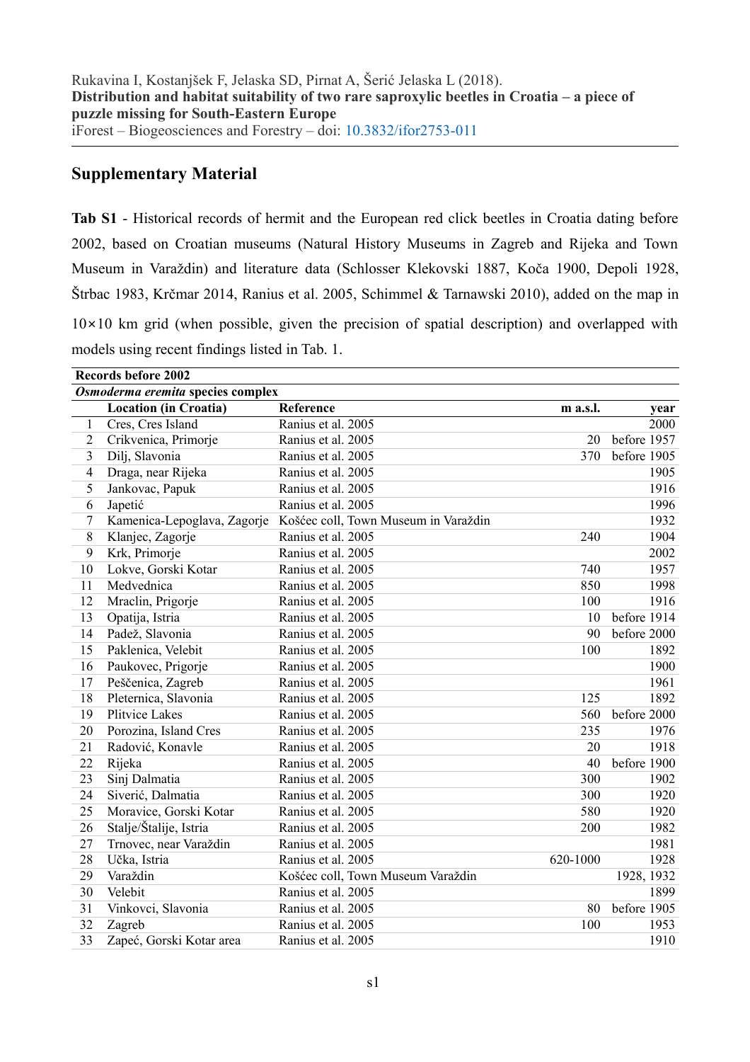Rukavina I, Kostanjšek F, Jelaska SD, Pirnat A, Šerić Jelaska L (2018).
**Distribution and habitat suitability of two rare saproxylic beetles in Croatia – a piece of puzzle missing for South-Eastern Europe**
iForest – Biogeosciences and Forestry – doi: 10.3832/ifor2753-011

## Supplementary Material

**Tab S1** - Historical records of hermit and the European red click beetles in Croatia dating before 2002, based on Croatian museums (Natural History Museums in Zagreb and Rijeka and Town Museum in Varaždin) and literature data (Schlosser Klekovski 1887, Koča 1900, Depoli 1928, Štrbac 1983, Krčmar 2014, Ranius et al. 2005, Schimmel & Tarnawski 2010), added on the map in 10×10 km grid (when possible, given the precision of spatial description) and overlapped with models using recent findings listed in Tab. 1.

| **Records before 2002** | | | | |
|---|---|---|---|---|
| ***Osmoderma eremita* species complex** | | | | |
| | **Location (in Croatia)** | **Reference** | **m a.s.l.** | **year** |
| 1 | Cres, Cres Island | Ranius et al. 2005 | | 2000 |
| 2 | Crikvenica, Primorje | Ranius et al. 2005 | 20 | before 1957 |
| 3 | Dilj, Slavonia | Ranius et al. 2005 | 370 | before 1905 |
| 4 | Draga, near Rijeka | Ranius et al. 2005 | | 1905 |
| 5 | Jankovac, Papuk | Ranius et al. 2005 | | 1916 |
| 6 | Japetić | Ranius et al. 2005 | | 1996 |
| 7 | Kamenica-Lepoglava, Zagorje | Košćec coll, Town Museum in Varaždin | | 1932 |
| 8 | Klanjec, Zagorje | Ranius et al. 2005 | 240 | 1904 |
| 9 | Krk, Primorje | Ranius et al. 2005 | | 2002 |
| 10 | Lokve, Gorski Kotar | Ranius et al. 2005 | 740 | 1957 |
| 11 | Medvednica | Ranius et al. 2005 | 850 | 1998 |
| 12 | Mraclin, Prigorje | Ranius et al. 2005 | 100 | 1916 |
| 13 | Opatija, Istria | Ranius et al. 2005 | 10 | before 1914 |
| 14 | Padež, Slavonia | Ranius et al. 2005 | 90 | before 2000 |
| 15 | Paklenica, Velebit | Ranius et al. 2005 | 100 | 1892 |
| 16 | Paukovec, Prigorje | Ranius et al. 2005 | | 1900 |
| 17 | Peščenica, Zagreb | Ranius et al. 2005 | | 1961 |
| 18 | Pleternica, Slavonia | Ranius et al. 2005 | 125 | 1892 |
| 19 | Plitvice Lakes | Ranius et al. 2005 | 560 | before 2000 |
| 20 | Porozina, Island Cres | Ranius et al. 2005 | 235 | 1976 |
| 21 | Radović, Konavle | Ranius et al. 2005 | 20 | 1918 |
| 22 | Rijeka | Ranius et al. 2005 | 40 | before 1900 |
| 23 | Sinj Dalmatia | Ranius et al. 2005 | 300 | 1902 |
| 24 | Siverić, Dalmatia | Ranius et al. 2005 | 300 | 1920 |
| 25 | Moravice, Gorski Kotar | Ranius et al. 2005 | 580 | 1920 |
| 26 | Stalje/Štalije, Istria | Ranius et al. 2005 | 200 | 1982 |
| 27 | Trnovec, near Varaždin | Ranius et al. 2005 | | 1981 |
| 28 | Učka, Istria | Ranius et al. 2005 | 620-1000 | 1928 |
| 29 | Varaždin | Košćec coll, Town Museum Varaždin | | 1928, 1932 |
| 30 | Velebit | Ranius et al. 2005 | | 1899 |
| 31 | Vinkovci, Slavonia | Ranius et al. 2005 | 80 | before 1905 |
| 32 | Zagreb | Ranius et al. 2005 | 100 | 1953 |
| 33 | Zapeć, Gorski Kotar area | Ranius et al. 2005 | | 1910 |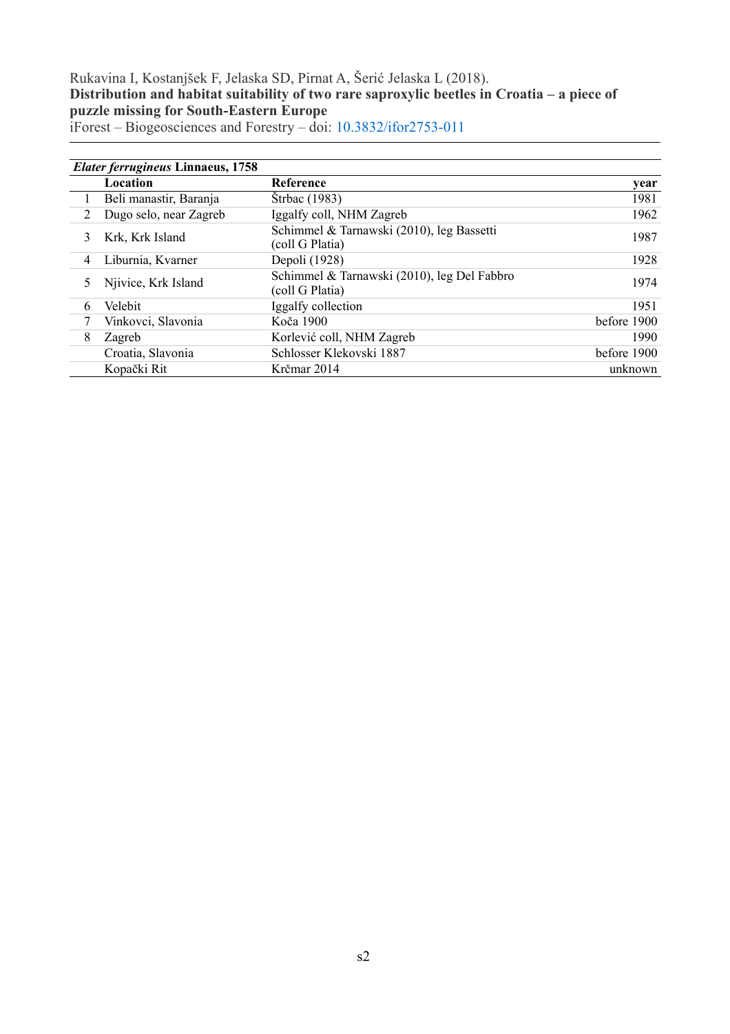Rukavina I, Kostanjšek F, Jelaska SD, Pirnat A, Šerić Jelaska L (2018).
**Distribution and habitat suitability of two rare saproxylic beetles in Croatia – a piece of puzzle missing for South-Eastern Europe**
iForest – Biogeosciences and Forestry – doi: 10.3832/ifor2753-011

***Elater ferrugineus* Linnaeus, 1758**

| | Location | Reference | year |
|---|---|---|---|
| 1 | Beli manastir, Baranja | Štrbac (1983) | 1981 |
| 2 | Dugo selo, near Zagreb | Iggalfy coll, NHM Zagreb | 1962 |
| 3 | Krk, Krk Island | Schimmel & Tarnawski (2010), leg Bassetti (coll G Platia) | 1987 |
| 4 | Liburnia, Kvarner | Depoli (1928) | 1928 |
| 5 | Njivice, Krk Island | Schimmel & Tarnawski (2010), leg Del Fabbro (coll G Platia) | 1974 |
| 6 | Velebit | Iggalfy collection | 1951 |
| 7 | Vinkovci, Slavonia | Koča 1900 | before 1900 |
| 8 | Zagreb | Korlević coll, NHM Zagreb | 1990 |
| | Croatia, Slavonia | Schlosser Klekovski 1887 | before 1900 |
| | Kopački Rit | Krčmar 2014 | unknown |